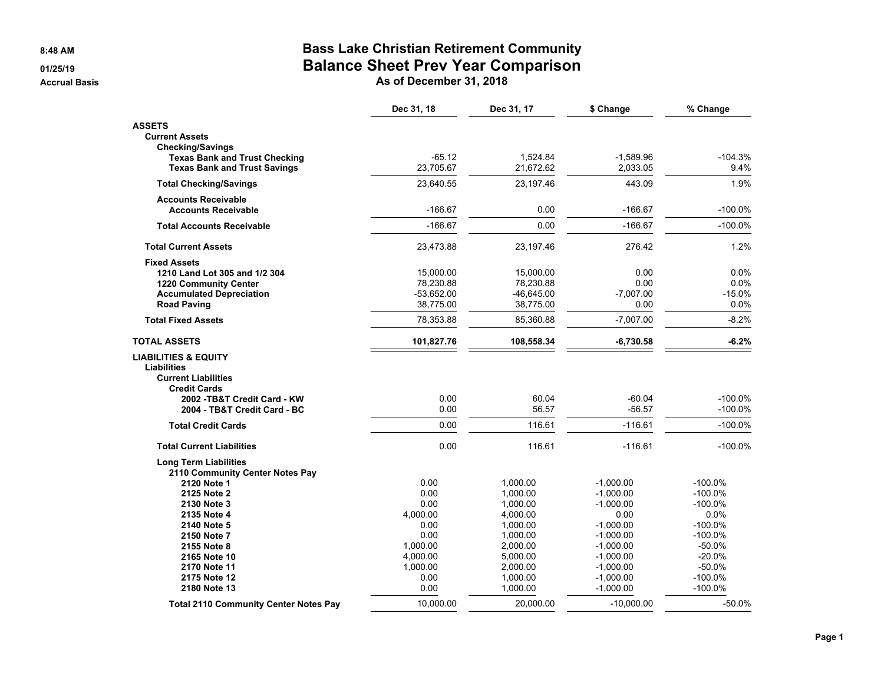**Bass Lake Christian Retirement Community**

# Balance Sheet Prev Year Comparison

**As of December 31, 2018**

8:48 AM
01/25/19
Accrual Basis

| | Dec 31, 18 | Dec 31, 17 | $ Change | % Change |
|---|---|---|---|---|
| **ASSETS** | | | | |
| **Current Assets** | | | | |
| **Checking/Savings** | | | | |
| **Texas Bank and Trust Checking** | -65.12 | 1,524.84 | -1,589.96 | -104.3% |
| **Texas Bank and Trust Savings** | 23,705.67 | 21,672.62 | 2,033.05 | 9.4% |
| **Total Checking/Savings** | 23,640.55 | 23,197.46 | 443.09 | 1.9% |
| **Accounts Receivable** | | | | |
| **Accounts Receivable** | -166.67 | 0.00 | -166.67 | -100.0% |
| **Total Accounts Receivable** | -166.67 | 0.00 | -166.67 | -100.0% |
| **Total Current Assets** | 23,473.88 | 23,197.46 | 276.42 | 1.2% |
| **Fixed Assets** | | | | |
| **1210 Land Lot 305 and 1/2 304** | 15,000.00 | 15,000.00 | 0.00 | 0.0% |
| **1220 Community Center** | 78,230.88 | 78,230.88 | 0.00 | 0.0% |
| **Accumulated Depreciation** | -53,652.00 | -46,645.00 | -7,007.00 | -15.0% |
| **Road Paving** | 38,775.00 | 38,775.00 | 0.00 | 0.0% |
| **Total Fixed Assets** | 78,353.88 | 85,360.88 | -7,007.00 | -8.2% |
| **TOTAL ASSETS** | **101,827.76** | **108,558.34** | **-6,730.58** | **-6.2%** |
| **LIABILITIES & EQUITY** | | | | |
| **Liabilities** | | | | |
| **Current Liabilities** | | | | |
| **Credit Cards** | | | | |
| **2002 -TB&T Credit Card - KW** | 0.00 | 60.04 | -60.04 | -100.0% |
| **2004 - TB&T Credit Card - BC** | 0.00 | 56.57 | -56.57 | -100.0% |
| **Total Credit Cards** | 0.00 | 116.61 | -116.61 | -100.0% |
| **Total Current Liabilities** | 0.00 | 116.61 | -116.61 | -100.0% |
| **Long Term Liabilities** | | | | |
| **2110 Community Center Notes Pay** | | | | |
| **2120 Note 1** | 0.00 | 1,000.00 | -1,000.00 | -100.0% |
| **2125 Note 2** | 0.00 | 1,000.00 | -1,000.00 | -100.0% |
| **2130 Note 3** | 0.00 | 1,000.00 | -1,000.00 | -100.0% |
| **2135 Note 4** | 4,000.00 | 4,000.00 | 0.00 | 0.0% |
| **2140 Note 5** | 0.00 | 1,000.00 | -1,000.00 | -100.0% |
| **2150 Note 7** | 0.00 | 1,000.00 | -1,000.00 | -100.0% |
| **2155 Note 8** | 1,000.00 | 2,000.00 | -1,000.00 | -50.0% |
| **2165 Note 10** | 4,000.00 | 5,000.00 | -1,000.00 | -20.0% |
| **2170 Note 11** | 1,000.00 | 2,000.00 | -1,000.00 | -50.0% |
| **2175 Note 12** | 0.00 | 1,000.00 | -1,000.00 | -100.0% |
| **2180 Note 13** | 0.00 | 1,000.00 | -1,000.00 | -100.0% |
| **Total 2110 Community Center Notes Pay** | 10,000.00 | 20,000.00 | -10,000.00 | -50.0% |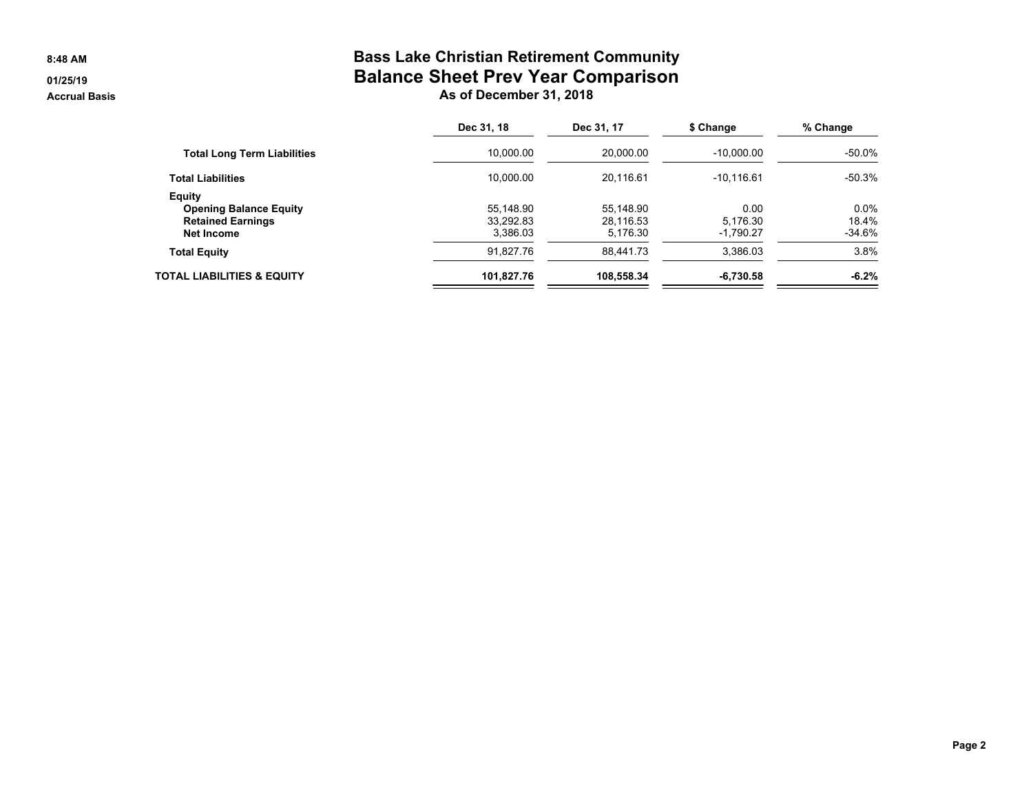# Bass Lake Christian Retirement Community
## Balance Sheet Prev Year Comparison
### As of December 31, 2018

8:48 AM
01/25/19
Accrual Basis

| | Dec 31, 18 | Dec 31, 17 | $ Change | % Change |
|---|---|---|---|---|
| **Total Long Term Liabilities** | 10,000.00 | 20,000.00 | -10,000.00 | -50.0% |
| **Total Liabilities** | 10,000.00 | 20,116.61 | -10,116.61 | -50.3% |
| **Equity** | | | | |
| **Opening Balance Equity** | 55,148.90 | 55,148.90 | 0.00 | 0.0% |
| **Retained Earnings** | 33,292.83 | 28,116.53 | 5,176.30 | 18.4% |
| **Net Income** | 3,386.03 | 5,176.30 | -1,790.27 | -34.6% |
| **Total Equity** | 91,827.76 | 88,441.73 | 3,386.03 | 3.8% |
| **TOTAL LIABILITIES & EQUITY** | **101,827.76** | **108,558.34** | **-6,730.58** | **-6.2%** |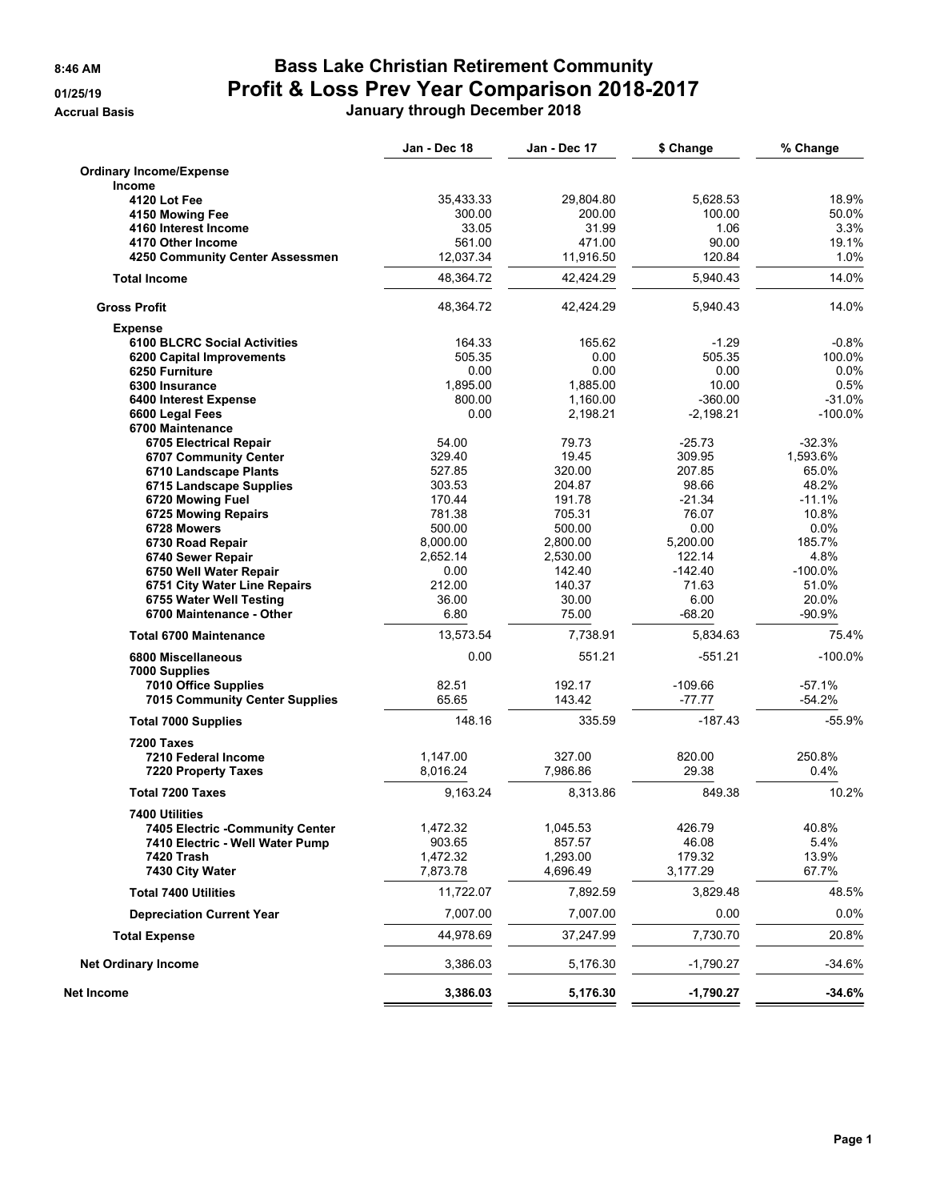8:46 AM
01/25/19
Accrual Basis

# Bass Lake Christian Retirement Community
## Profit & Loss Prev Year Comparison 2018-2017
### January through December 2018

| | Jan - Dec 18 | Jan - Dec 17 | $ Change | % Change |
|---|---|---|---|---|
| **Ordinary Income/Expense** | | | | |
| **Income** | | | | |
| **4120 Lot Fee** | 35,433.33 | 29,804.80 | 5,628.53 | 18.9% |
| **4150 Mowing Fee** | 300.00 | 200.00 | 100.00 | 50.0% |
| **4160 Interest Income** | 33.05 | 31.99 | 1.06 | 3.3% |
| **4170 Other Income** | 561.00 | 471.00 | 90.00 | 19.1% |
| **4250 Community Center Assessmen** | 12,037.34 | 11,916.50 | 120.84 | 1.0% |
| **Total Income** | 48,364.72 | 42,424.29 | 5,940.43 | 14.0% |
| **Gross Profit** | 48,364.72 | 42,424.29 | 5,940.43 | 14.0% |
| **Expense** | | | | |
| **6100 BLCRC Social Activities** | 164.33 | 165.62 | -1.29 | -0.8% |
| **6200 Capital Improvements** | 505.35 | 0.00 | 505.35 | 100.0% |
| **6250 Furniture** | 0.00 | 0.00 | 0.00 | 0.0% |
| **6300 Insurance** | 1,895.00 | 1,885.00 | 10.00 | 0.5% |
| **6400 Interest Expense** | 800.00 | 1,160.00 | -360.00 | -31.0% |
| **6600 Legal Fees** | 0.00 | 2,198.21 | -2,198.21 | -100.0% |
| **6700 Maintenance** | | | | |
| **6705 Electrical Repair** | 54.00 | 79.73 | -25.73 | -32.3% |
| **6707 Community Center** | 329.40 | 19.45 | 309.95 | 1,593.6% |
| **6710 Landscape Plants** | 527.85 | 320.00 | 207.85 | 65.0% |
| **6715 Landscape Supplies** | 303.53 | 204.87 | 98.66 | 48.2% |
| **6720 Mowing Fuel** | 170.44 | 191.78 | -21.34 | -11.1% |
| **6725 Mowing Repairs** | 781.38 | 705.31 | 76.07 | 10.8% |
| **6728 Mowers** | 500.00 | 500.00 | 0.00 | 0.0% |
| **6730 Road Repair** | 8,000.00 | 2,800.00 | 5,200.00 | 185.7% |
| **6740 Sewer Repair** | 2,652.14 | 2,530.00 | 122.14 | 4.8% |
| **6750 Well Water Repair** | 0.00 | 142.40 | -142.40 | -100.0% |
| **6751 City Water Line Repairs** | 212.00 | 140.37 | 71.63 | 51.0% |
| **6755 Water Well Testing** | 36.00 | 30.00 | 6.00 | 20.0% |
| **6700 Maintenance - Other** | 6.80 | 75.00 | -68.20 | -90.9% |
| **Total 6700 Maintenance** | 13,573.54 | 7,738.91 | 5,834.63 | 75.4% |
| **6800 Miscellaneous** | 0.00 | 551.21 | -551.21 | -100.0% |
| **7000 Supplies** | | | | |
| **7010 Office Supplies** | 82.51 | 192.17 | -109.66 | -57.1% |
| **7015 Community Center Supplies** | 65.65 | 143.42 | -77.77 | -54.2% |
| **Total 7000 Supplies** | 148.16 | 335.59 | -187.43 | -55.9% |
| **7200 Taxes** | | | | |
| **7210 Federal Income** | 1,147.00 | 327.00 | 820.00 | 250.8% |
| **7220 Property Taxes** | 8,016.24 | 7,986.86 | 29.38 | 0.4% |
| **Total 7200 Taxes** | 9,163.24 | 8,313.86 | 849.38 | 10.2% |
| **7400 Utilities** | | | | |
| **7405 Electric -Community Center** | 1,472.32 | 1,045.53 | 426.79 | 40.8% |
| **7410 Electric - Well Water Pump** | 903.65 | 857.57 | 46.08 | 5.4% |
| **7420 Trash** | 1,472.32 | 1,293.00 | 179.32 | 13.9% |
| **7430 City Water** | 7,873.78 | 4,696.49 | 3,177.29 | 67.7% |
| **Total 7400 Utilities** | 11,722.07 | 7,892.59 | 3,829.48 | 48.5% |
| **Depreciation Current Year** | 7,007.00 | 7,007.00 | 0.00 | 0.0% |
| **Total Expense** | 44,978.69 | 37,247.99 | 7,730.70 | 20.8% |
| **Net Ordinary Income** | 3,386.03 | 5,176.30 | -1,790.27 | -34.6% |
| **Net Income** | **3,386.03** | **5,176.30** | **-1,790.27** | **-34.6%** |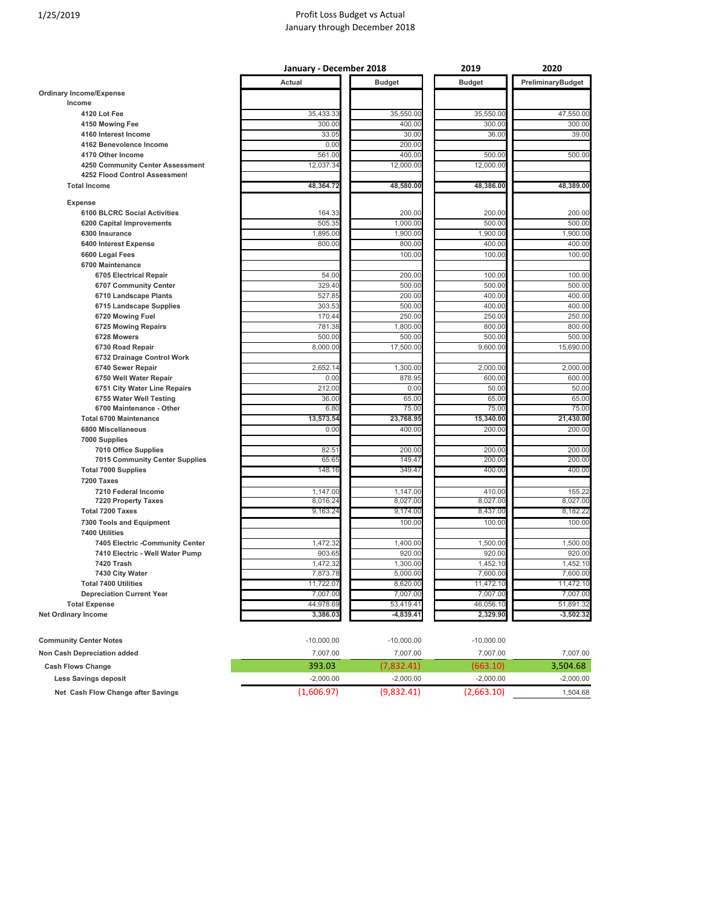1/25/2019

# Profit Loss Budget vs Actual
## January through December 2018

| | January - December 2018 | | 2019 | 2020 |
|---|---|---|---|---|
| | Actual | Budget | Budget | PreliminaryBudget |
| **Ordinary Income/Expense** | | | | |
| **Income** | | | | |
| 4120 Lot Fee | 35,433.33 | 35,550.00 | 35,550.00 | 47,550.00 |
| 4150 Mowing Fee | 300.00 | 400.00 | 300.00 | 300.00 |
| 4160 Interest Income | 33.05 | 30.00 | 36.00 | 39.00 |
| 4162 Benevolence Income | 0.00 | 200.00 | | |
| 4170 Other Income | 561.00 | 400.00 | 500.00 | 500.00 |
| 4250 Community Center Assessment | 12,037.34 | 12,000.00 | 12,000.00 | |
| 4252 Flood Control Assessment | | | | |
| **Total Income** | **48,364.72** | **48,580.00** | **48,386.00** | **48,389.00** |
| **Expense** | | | | |
| 6100 BLCRC Social Activities | 164.33 | 200.00 | 200.00 | 200.00 |
| 6200 Capital Improvements | 505.35 | 1,000.00 | 500.00 | 500.00 |
| 6300 Insurance | 1,895.00 | 1,900.00 | 1,900.00 | 1,900.00 |
| 6400 Interest Expense | 800.00 | 800.00 | 400.00 | 400.00 |
| 6600 Legal Fees | | 100.00 | 100.00 | 100.00 |
| 6700 Maintenance | | | | |
| 6705 Electrical Repair | 54.00 | 200.00 | 100.00 | 100.00 |
| 6707 Community Center | 329.40 | 500.00 | 500.00 | 500.00 |
| 6710 Landscape Plants | 527.85 | 200.00 | 400.00 | 400.00 |
| 6715 Landscape Supplies | 303.53 | 500.00 | 400.00 | 400.00 |
| 6720 Mowing Fuel | 170.44 | 250.00 | 250.00 | 250.00 |
| 6725 Mowing Repairs | 781.38 | 1,800.00 | 800.00 | 800.00 |
| 6728 Mowers | 500.00 | 500.00 | 500.00 | 500.00 |
| 6730 Road Repair | 8,000.00 | 17,500.00 | 9,600.00 | 15,690.00 |
| 6732 Drainage Control Work | | | | |
| 6740 Sewer Repair | 2,652.14 | 1,300.00 | 2,000.00 | 2,000.00 |
| 6750 Well Water Repair | 0.00 | 878.95 | 600.00 | 600.00 |
| 6751 City Water Line Repairs | 212.00 | 0.00 | 50.00 | 50.00 |
| 6755 Water Well Testing | 36.00 | 65.00 | 65.00 | 65.00 |
| 6700 Maintenance - Other | 6.80 | 75.00 | 75.00 | 75.00 |
| **Total 6700 Maintenance** | **13,573.54** | **23,768.95** | **15,340.00** | **21,430.00** |
| 6800 Miscellaneous | 0.00 | 400.00 | 200.00 | 200.00 |
| 7000 Supplies | | | | |
| 7010 Office Supplies | 82.51 | 200.00 | 200.00 | 200.00 |
| 7015 Community Center Supplies | 65.65 | 149.47 | 200.00 | 200.00 |
| Total 7000 Supplies | 148.16 | 349.47 | 400.00 | 400.00 |
| 7200 Taxes | | | | |
| 7210 Federal Income | 1,147.00 | 1,147.00 | 410.00 | 155.22 |
| 7220 Property Taxes | 8,016.24 | 8,027.00 | 8,027.00 | 8,027.00 |
| Total 7200 Taxes | 9,163.24 | 9,174.00 | 8,437.00 | 8,182.22 |
| 7300 Tools and Equipment | | 100.00 | 100.00 | 100.00 |
| 7400 Utilities | | | | |
| 7405 Electric -Community Center | 1,472.32 | 1,400.00 | 1,500.00 | 1,500.00 |
| 7410 Electric - Well Water Pump | 903.65 | 920.00 | 920.00 | 920.00 |
| 7420 Trash | 1,472.32 | 1,300.00 | 1,452.10 | 1,452.10 |
| 7430 City Water | 7,873.78 | 5,000.00 | 7,600.00 | 7,600.00 |
| Total 7400 Utilities | 11,722.07 | 8,620.00 | 11,472.10 | 11,472.10 |
| Depreciation Current Year | 7,007.00 | 7,007.00 | 7,007.00 | 7,007.00 |
| **Total Expense** | 44,978.69 | 53,419.41 | 46,056.10 | 51,891.32 |
| **Net Ordinary Income** | **3,386.03** | **-4,839.41** | **2,329.90** | **-3,502.32** |
| **Community Center Notes** | -10,000.00 | -10,000.00 | -10,000.00 | |
| **Non Cash Depreciation added** | 7,007.00 | 7,007.00 | 7,007.00 | 7,007.00 |
| **Cash Flows Change** | 393.03 | (7,832.41) | (663.10) | 3,504.68 |
| **Less Savings deposit** | -2,000.00 | -2,000.00 | -2,000.00 | -2,000.00 |
| **Net Cash Flow Change after Savings** | (1,606.97) | (9,832.41) | (2,663.10) | 1,504.68 |